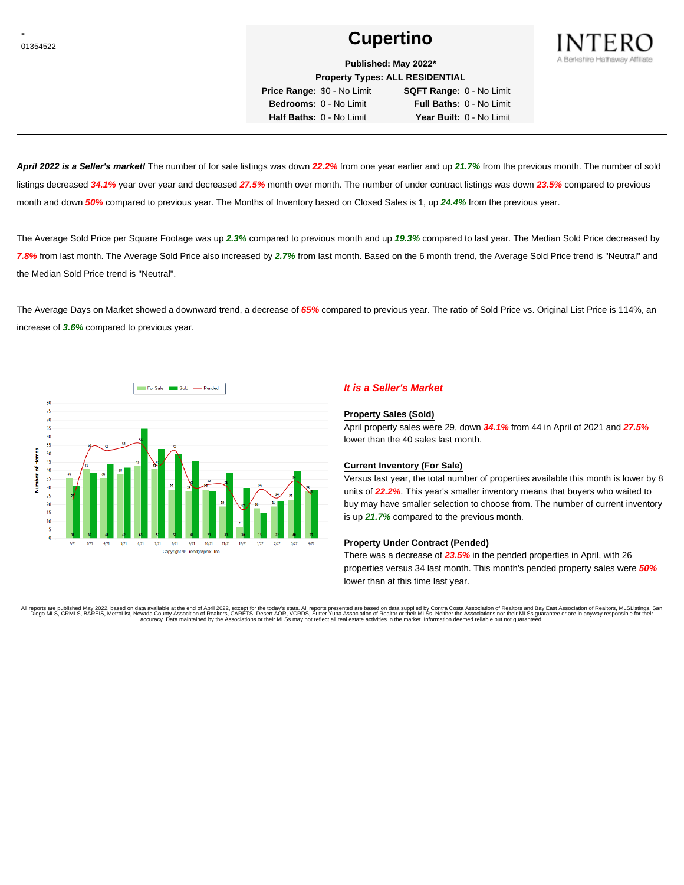-
01354522

# Cupertino

INTERO
A Berkshire Hathaway Affiliate

**Published: May 2022***
**Property Types: ALL RESIDENTIAL**

**Price Range:** $0 - No Limit **SQFT Range:** 0 - No Limit
**Bedrooms:** 0 - No Limit **Full Baths:** 0 - No Limit
**Half Baths:** 0 - No Limit **Year Built:** 0 - No Limit

---

***April 2022 is a Seller's market!*** The number of for sale listings was down ***22.2%*** from one year earlier and up ***21.7%*** from the previous month. The number of sold listings decreased ***34.1%*** year over year and decreased ***27.5%*** month over month. The number of under contract listings was down ***23.5%*** compared to previous month and down ***50%*** compared to previous year. The Months of Inventory based on Closed Sales is 1, up ***24.4%*** from the previous year.

The Average Sold Price per Square Footage was up ***2.3%*** compared to previous month and up ***19.3%*** compared to last year. The Median Sold Price decreased by ***7.8%*** from last month. The Average Sold Price also increased by ***2.7%*** from last month. Based on the 6 month trend, the Average Sold Price trend is "Neutral" and the Median Sold Price trend is "Neutral".

The Average Days on Market showed a downward trend, a decrease of ***65%*** compared to previous year. The ratio of Sold Price vs. Original List Price is 114%, an increase of ***3.6%*** compared to previous year.

---

| Month | For Sale | Sold | Pended |
|---|---|---|---|
| 2/21 | 36 | 31 | 27 |
| 3/21 | 41 | 39 | 51 |
| 4/21 | 36 | 44 | 52 |
| 5/21 | 38 | 42 | 54 |
| 6/21 | 43 | 65 | 56 |
| 7/21 | 41 | 53 | 43 |
| 8/21 | 29 | 50 | 52 |
| 9/21 | 28 | 46 | 31 |
| 10/21 | 29 | 28 | 32 |
| 11/21 | 19 | 39 | 31 |
| 12/21 | 7 | 30 | 17 |
| 1/22 | 18 | 15 | 29 |
| 2/22 | 19 | 22 | 24 |
| 3/22 | 23 | 40 | 34 |
| 4/22 | 28 | 29 | 26 |

Copyright ® Trendgraphix, Inc.

## *It is a Seller's Market*

### Property Sales (Sold)

April property sales were 29, down ***34.1%*** from 44 in April of 2021 and ***27.5%*** lower than the 40 sales last month.

### Current Inventory (For Sale)

Versus last year, the total number of properties available this month is lower by 8 units of ***22.2%***. This year's smaller inventory means that buyers who waited to buy may have smaller selection to choose from. The number of current inventory is up ***21.7%*** compared to the previous month.

### Property Under Contract (Pended)

There was a decrease of ***23.5%*** in the pended properties in April, with 26 properties versus 34 last month. This month's pended property sales were ***50%*** lower than at this time last year.

All reports are published May 2022, based on data available at the end of April 2022, except for the today's stats. All reports presented are based on data supplied by Contra Costa Association of Realtors and Bay East Association of Realtors, MLSListings, San Diego MLS, CRMLS, BAREIS, MetroList, Nevada County Association of Realtors, CARETS, Desert AOR, VCRDS, Sutter Yuba Association of Realtor or their MLSs. Neither the Associations nor their MLSs guarantee or are in anyway responsible for their accuracy. Data maintained by the Associations or their MLSs may not reflect all real estate activities in the market. Information deemed reliable but not guaranteed.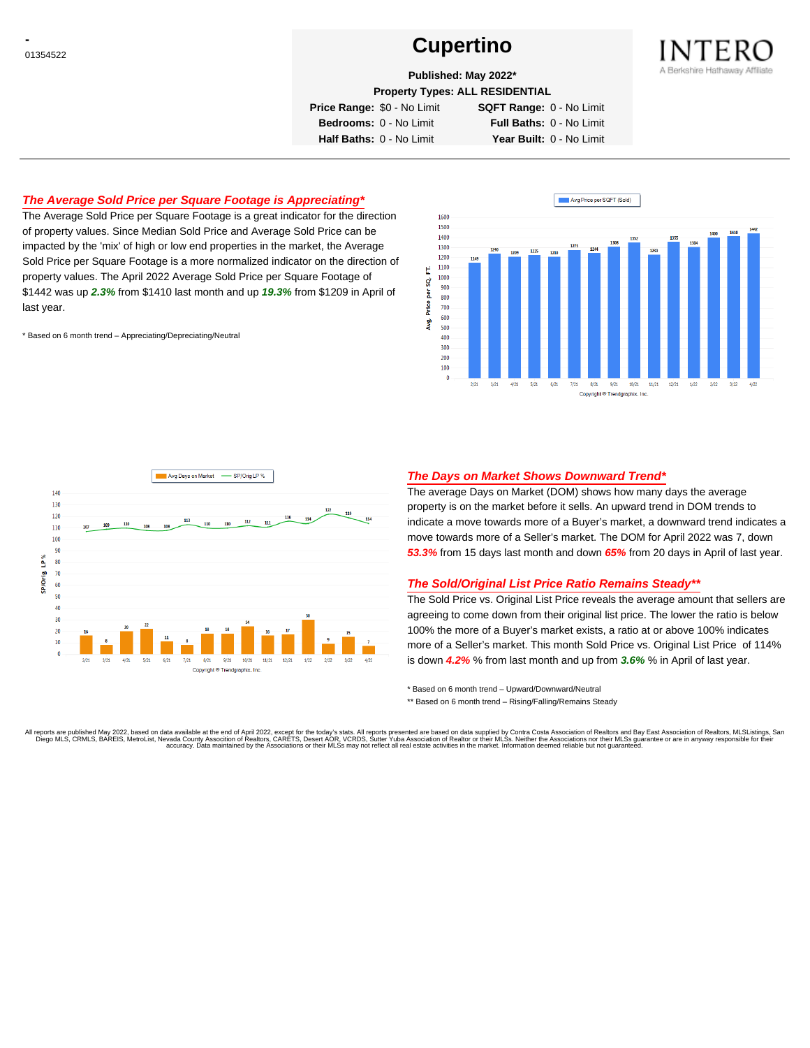-
01354522

# Cupertino

**Published: May 2022***

**Property Types: ALL RESIDENTIAL**

**Price Range:** $0 - No Limit **SQFT Range:** 0 - No Limit
**Bedrooms:** 0 - No Limit **Full Baths:** 0 - No Limit
**Half Baths:** 0 - No Limit **Year Built:** 0 - No Limit

INTERO
A Berkshire Hathaway Affiliate

## *The Average Sold Price per Square Footage is Appreciating**

The Average Sold Price per Square Footage is a great indicator for the direction of property values. Since Median Sold Price and Average Sold Price can be impacted by the 'mix' of high or low end properties in the market, the Average Sold Price per Square Footage is a more normalized indicator on the direction of property values. The April 2022 Average Sold Price per Square Footage of $1442 was up ***2.3%*** from $1410 last month and up ***19.3%*** from $1209 in April of last year.

* Based on 6 month trend – Appreciating/Depreciating/Neutral

| Month | Avg Price per SQFT (Sold) |
|---|---|
| 2/21 | 1149 |
| 3/21 | 1240 |
| 4/21 | 1209 |
| 5/21 | 1225 |
| 6/21 | 1210 |
| 7/21 | 1275 |
| 8/21 | 1244 |
| 9/21 | 1308 |
| 10/21 | 1352 |
| 11/21 | 1230 |
| 12/21 | 1355 |
| 1/22 | 1304 |
| 2/22 | 1400 |
| 3/22 | 1410 |
| 4/22 | 1442 |

Copyright © Trendgraphix, Inc.

| Month | Avg Days on Market | SP/Orig LP % |
|---|---|---|
| 2/21 | 16 | 107 |
| 3/21 | 8 | 109 |
| 4/21 | 20 | 110 |
| 5/21 | 22 | 108 |
| 6/21 | 11 | 108 |
| 7/21 | 8 | 113 |
| 8/21 | 18 | 110 |
| 9/21 | 18 | 110 |
| 10/21 | 24 | 112 |
| 11/21 | 16 | 111 |
| 12/21 | 17 | 116 |
| 1/22 | 30 | 114 |
| 2/22 | 9 | 122 |
| 3/22 | 15 | 119 |
| 4/22 | 7 | 114 |

Copyright © Trendgraphix, Inc.

## *The Days on Market Shows Downward Trend**

The average Days on Market (DOM) shows how many days the average property is on the market before it sells. An upward trend in DOM trends to indicate a move towards more of a Buyer's market, a downward trend indicates a move towards more of a Seller's market. The DOM for April 2022 was 7, down ***53.3%*** from 15 days last month and down ***65%*** from 20 days in April of last year.

## *The Sold/Original List Price Ratio Remains Steady***

The Sold Price vs. Original List Price reveals the average amount that sellers are agreeing to come down from their original list price. The lower the ratio is below 100% the more of a Buyer's market exists, a ratio at or above 100% indicates more of a Seller's market. This month Sold Price vs. Original List Price of 114% is down ***4.2%*** % from last month and up from ***3.6%*** % in April of last year.

* Based on 6 month trend – Upward/Downward/Neutral
** Based on 6 month trend – Rising/Falling/Remains Steady

All reports are published May 2022, based on data available at the end of April 2022, except for the today's stats. All reports presented are based on data supplied by Contra Costa Association of Realtors and Bay East Association of Realtors, MLSListings, San Diego MLS, CRMLS, BAREIS, MetroList, Nevada County Association of Realtors, CARETS, Desert AOR, VCRDS, Sutter Yuba Association of Realtor or their MLSs. Neither the Associations nor their MLSs guarantee or are in anyway responsible for their accuracy. Data maintained by the Associations or their MLSs may not reflect all real estate activities in the market. Information deemed reliable but not guaranteed.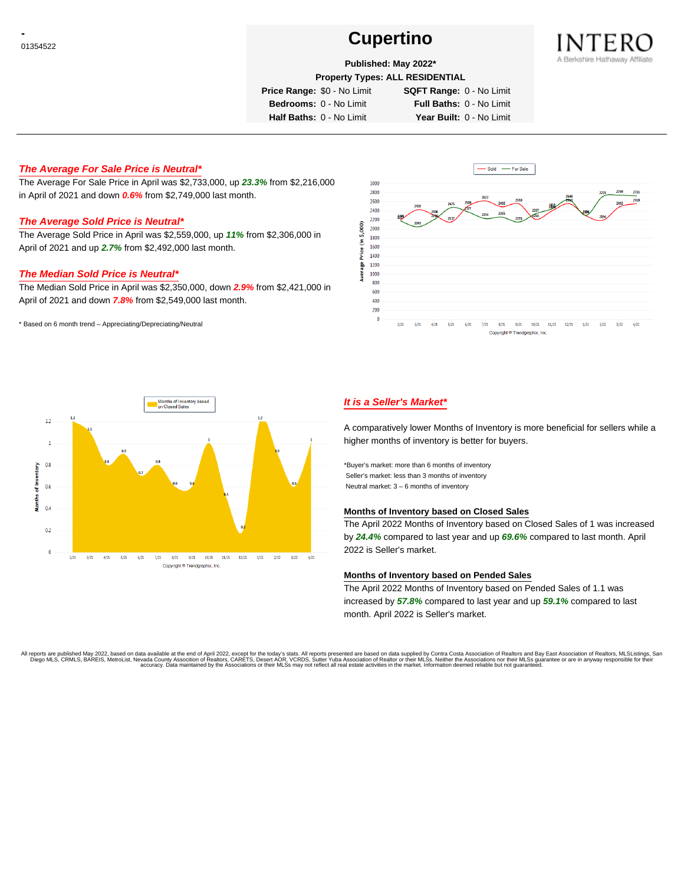-
01354522

# Cupertino

**Published: May 2022***

**Property Types: ALL RESIDENTIAL**

**Price Range:** $0 - No Limit  **SQFT Range:** 0 - No Limit
**Bedrooms:** 0 - No Limit  **Full Baths:** 0 - No Limit
**Half Baths:** 0 - No Limit  **Year Built:** 0 - No Limit

INTERO
A Berkshire Hathaway Affiliate

---

### *The Average For Sale Price is Neutral**

The Average For Sale Price in April was $2,733,000, up ***23.3%*** from $2,216,000 in April of 2021 and down ***0.6%*** from $2,749,000 last month.

### *The Average Sold Price is Neutral**

The Average Sold Price in April was $2,559,000, up ***11%*** from $2,306,000 in April of 2021 and up ***2.7%*** from $2,492,000 last month.

### *The Median Sold Price is Neutral**

The Median Sold Price in April was $2,350,000, down ***2.9%*** from $2,421,000 in April of 2021 and down ***7.8%*** from $2,549,000 last month.

\* Based on 6 month trend – Appreciating/Depreciating/Neutral

### *It is a Seller's Market**

A comparatively lower Months of Inventory is more beneficial for sellers while a higher months of inventory is better for buyers.

*Buyer's market: more than 6 months of inventory
Seller's market: less than 3 months of inventory
Neutral market: 3 – 6 months of inventory

#### Months of Inventory based on Closed Sales

The April 2022 Months of Inventory based on Closed Sales of 1 was increased by ***24.4%*** compared to last year and up ***69.6%*** compared to last month. April 2022 is Seller's market.

#### Months of Inventory based on Pended Sales

The April 2022 Months of Inventory based on Pended Sales of 1.1 was increased by ***57.8%*** compared to last year and up ***59.1%*** compared to last month. April 2022 is Seller's market.

All reports are published May 2022, based on data available at the end of April 2022, except for the today's stats. All reports presented are based on data supplied by Contra Costa Association of Realtors and Bay East Association of Realtors, MLSListings, San Diego MLS, CRMLS, BAREIS, MetroList, Nevada County Association of Realtors, CARETS, Desert AOR, VCRDS, Sutter Yuba Association of Realtor or their MLSs. Neither the Associations nor their MLSs guarantee or are in anyway responsible for their accuracy. Data maintained by the Associations or their MLSs may not reflect all real estate activities in the market. Information deemed reliable but not guaranteed.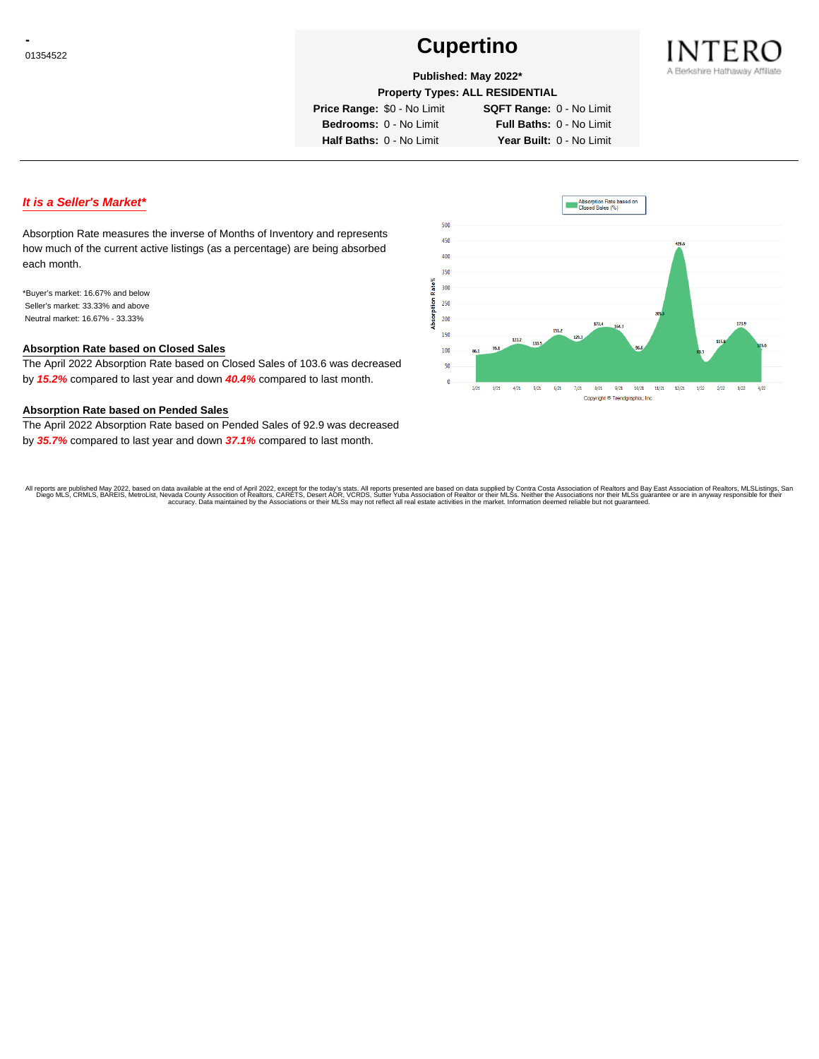-
01354522

# Cupertino

**Published: May 2022***

**Property Types: ALL RESIDENTIAL**

**Price Range:** $0 - No Limit  **SQFT Range:** 0 - No Limit
**Bedrooms:** 0 - No Limit  **Full Baths:** 0 - No Limit
**Half Baths:** 0 - No Limit  **Year Built:** 0 - No Limit

INTERO
A Berkshire Hathaway Affiliate

---

## *It is a Seller's Market**

Absorption Rate measures the inverse of Months of Inventory and represents how much of the current active listings (as a percentage) are being absorbed each month.

*Buyer's market: 16.67% and below
Seller's market: 33.33% and above
Neutral market: 16.67% - 33.33%

### Absorption Rate based on Closed Sales

The April 2022 Absorption Rate based on Closed Sales of 103.6 was decreased by ***15.2%*** compared to last year and down ***40.4%*** compared to last month.

### Absorption Rate based on Pended Sales

The April 2022 Absorption Rate based on Pended Sales of 92.9 was decreased by ***35.7%*** compared to last year and down ***37.1%*** compared to last month.

Absorption Rate based on Closed Sales (%)

Absorption Rate%

0
50
100
150
200
250
300
350
400
450
500

86.1
95.1
122.2
110.5
151.2
129.1
172.4
164.3
96.6
205.5
428.6
83.3
115.6
173.9
103.6

2/21 3/21 4/21 5/21 6/21 7/21 8/21 9/21 10/21 11/21 12/21 1/22 2/22 3/22 4/22

Copyright ® Trendgraphix, Inc.

All reports are published May 2022, based on data available at the end of April 2022, except for the today's stats. All reports presented are based on data supplied by Contra Costa Association of Realtors and Bay East Association of Realtors, MLSListings, San Diego MLS, CRMLS, BAREIS, MetroList, Nevada County Association of Realtors, CARETS, Desert AOR, VCRDS, Sutter Yuba Association of Realtor or their MLSs. Neither the Associations nor their MLSs guarantee or are in anyway responsible for their accuracy. Data maintained by the Associations or their MLSs may not reflect all real estate activities in the market. Information deemed reliable but not guaranteed.